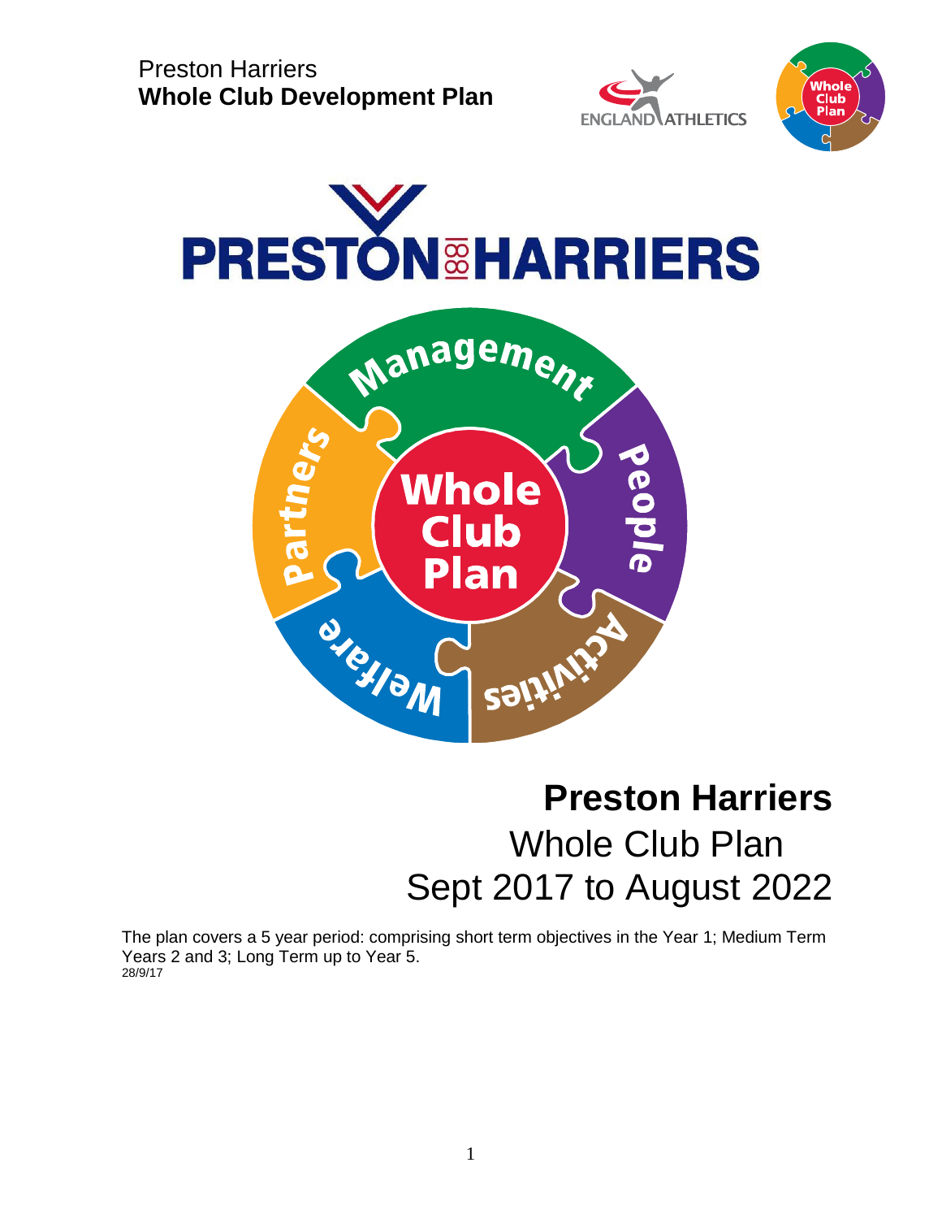Preston Harriers
**Whole Club Development Plan**

# Preston Harriers

## Whole Club Plan

## Sept 2017 to August 2022

The plan covers a 5 year period: comprising short term objectives in the Year 1; Medium Term Years 2 and 3; Long Term up to Year 5.

28/9/17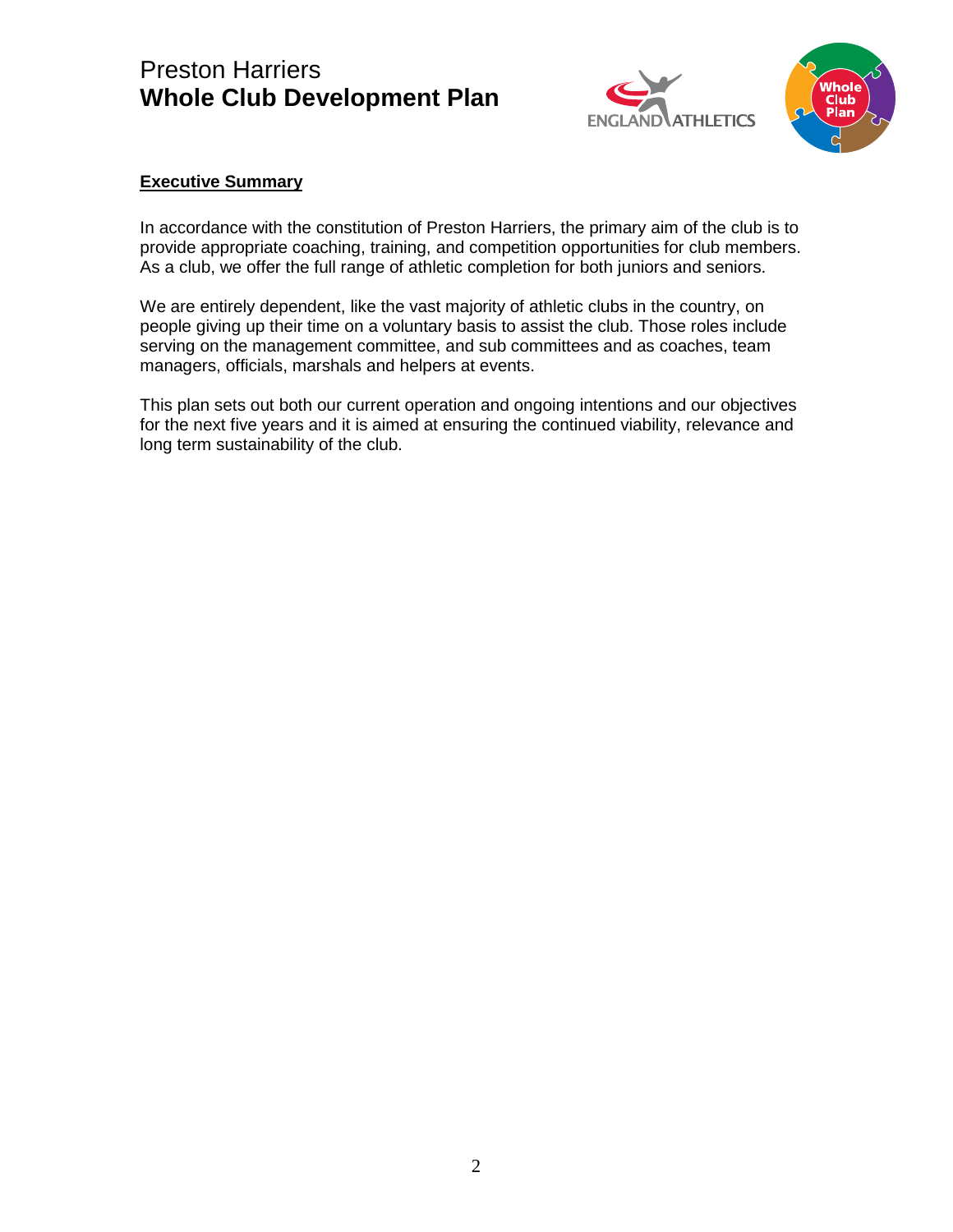## Executive Summary

In accordance with the constitution of Preston Harriers, the primary aim of the club is to provide appropriate coaching, training, and competition opportunities for club members. As a club, we offer the full range of athletic completion for both juniors and seniors.

We are entirely dependent, like the vast majority of athletic clubs in the country, on people giving up their time on a voluntary basis to assist the club. Those roles include serving on the management committee, and sub committees and as coaches, team managers, officials, marshals and helpers at events.

This plan sets out both our current operation and ongoing intentions and our objectives for the next five years and it is aimed at ensuring the continued viability, relevance and long term sustainability of the club.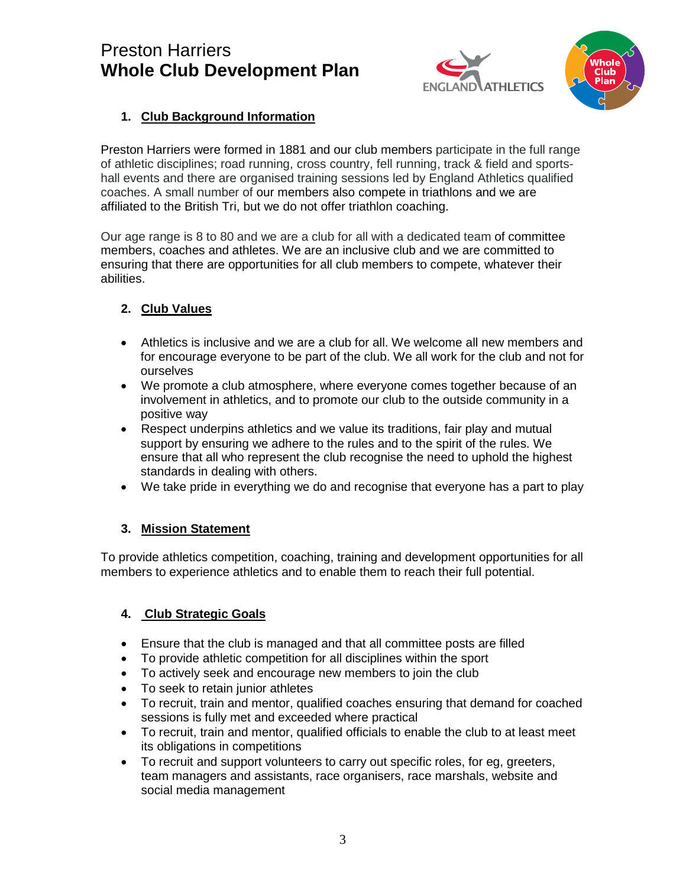# Preston Harriers
# **Whole Club Development Plan**

## 1. Club Background Information

Preston Harriers were formed in 1881 and our club members participate in the full range of athletic disciplines; road running, cross country, fell running, track & field and sports-hall events and there are organised training sessions led by England Athletics qualified coaches. A small number of our members also compete in triathlons and we are affiliated to the British Tri, but we do not offer triathlon coaching.

Our age range is 8 to 80 and we are a club for all with a dedicated team of committee members, coaches and athletes. We are an inclusive club and we are committed to ensuring that there are opportunities for all club members to compete, whatever their abilities.

## 2. Club Values

- Athletics is inclusive and we are a club for all. We welcome all new members and for encourage everyone to be part of the club. We all work for the club and not for ourselves
- We promote a club atmosphere, where everyone comes together because of an involvement in athletics, and to promote our club to the outside community in a positive way
- Respect underpins athletics and we value its traditions, fair play and mutual support by ensuring we adhere to the rules and to the spirit of the rules. We ensure that all who represent the club recognise the need to uphold the highest standards in dealing with others.
- We take pride in everything we do and recognise that everyone has a part to play

## 3. Mission Statement

To provide athletics competition, coaching, training and development opportunities for all members to experience athletics and to enable them to reach their full potential.

## 4. Club Strategic Goals

- Ensure that the club is managed and that all committee posts are filled
- To provide athletic competition for all disciplines within the sport
- To actively seek and encourage new members to join the club
- To seek to retain junior athletes
- To recruit, train and mentor, qualified coaches ensuring that demand for coached sessions is fully met and exceeded where practical
- To recruit, train and mentor, qualified officials to enable the club to at least meet its obligations in competitions
- To recruit and support volunteers to carry out specific roles, for eg, greeters, team managers and assistants, race organisers, race marshals, website and social media management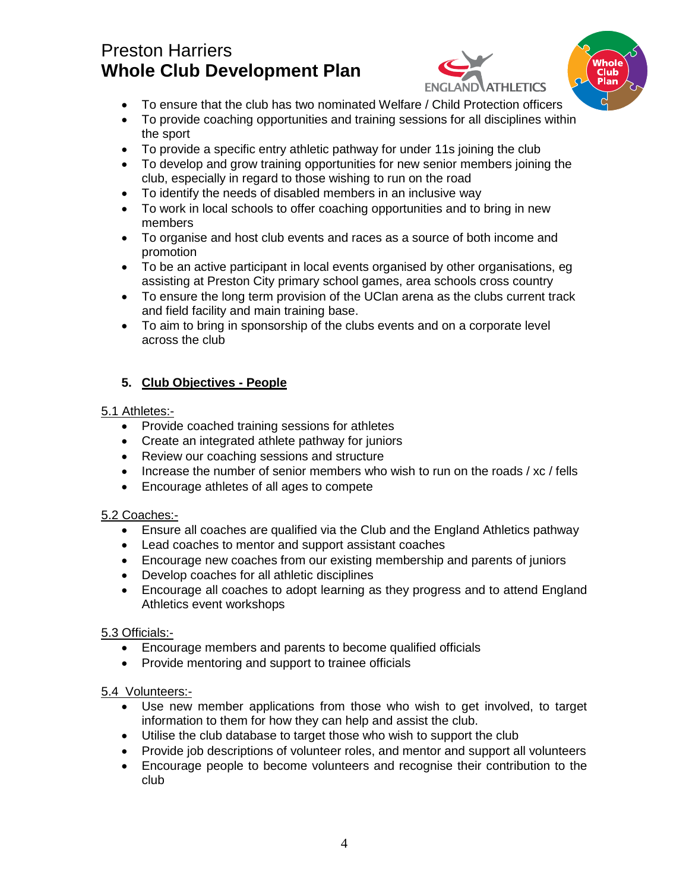- To ensure that the club has two nominated Welfare / Child Protection officers
- To provide coaching opportunities and training sessions for all disciplines within the sport
- To provide a specific entry athletic pathway for under 11s joining the club
- To develop and grow training opportunities for new senior members joining the club, especially in regard to those wishing to run on the road
- To identify the needs of disabled members in an inclusive way
- To work in local schools to offer coaching opportunities and to bring in new members
- To organise and host club events and races as a source of both income and promotion
- To be an active participant in local events organised by other organisations, eg assisting at Preston City primary school games, area schools cross country
- To ensure the long term provision of the UClan arena as the clubs current track and field facility and main training base.
- To aim to bring in sponsorship of the clubs events and on a corporate level across the club

## 5. Club Objectives - People

### 5.1 Athletes:-

- Provide coached training sessions for athletes
- Create an integrated athlete pathway for juniors
- Review our coaching sessions and structure
- Increase the number of senior members who wish to run on the roads / xc / fells
- Encourage athletes of all ages to compete

### 5.2 Coaches:-

- Ensure all coaches are qualified via the Club and the England Athletics pathway
- Lead coaches to mentor and support assistant coaches
- Encourage new coaches from our existing membership and parents of juniors
- Develop coaches for all athletic disciplines
- Encourage all coaches to adopt learning as they progress and to attend England Athletics event workshops

### 5.3 Officials:-

- Encourage members and parents to become qualified officials
- Provide mentoring and support to trainee officials

### 5.4 Volunteers:-

- Use new member applications from those who wish to get involved, to target information to them for how they can help and assist the club.
- Utilise the club database to target those who wish to support the club
- Provide job descriptions of volunteer roles, and mentor and support all volunteers
- Encourage people to become volunteers and recognise their contribution to the club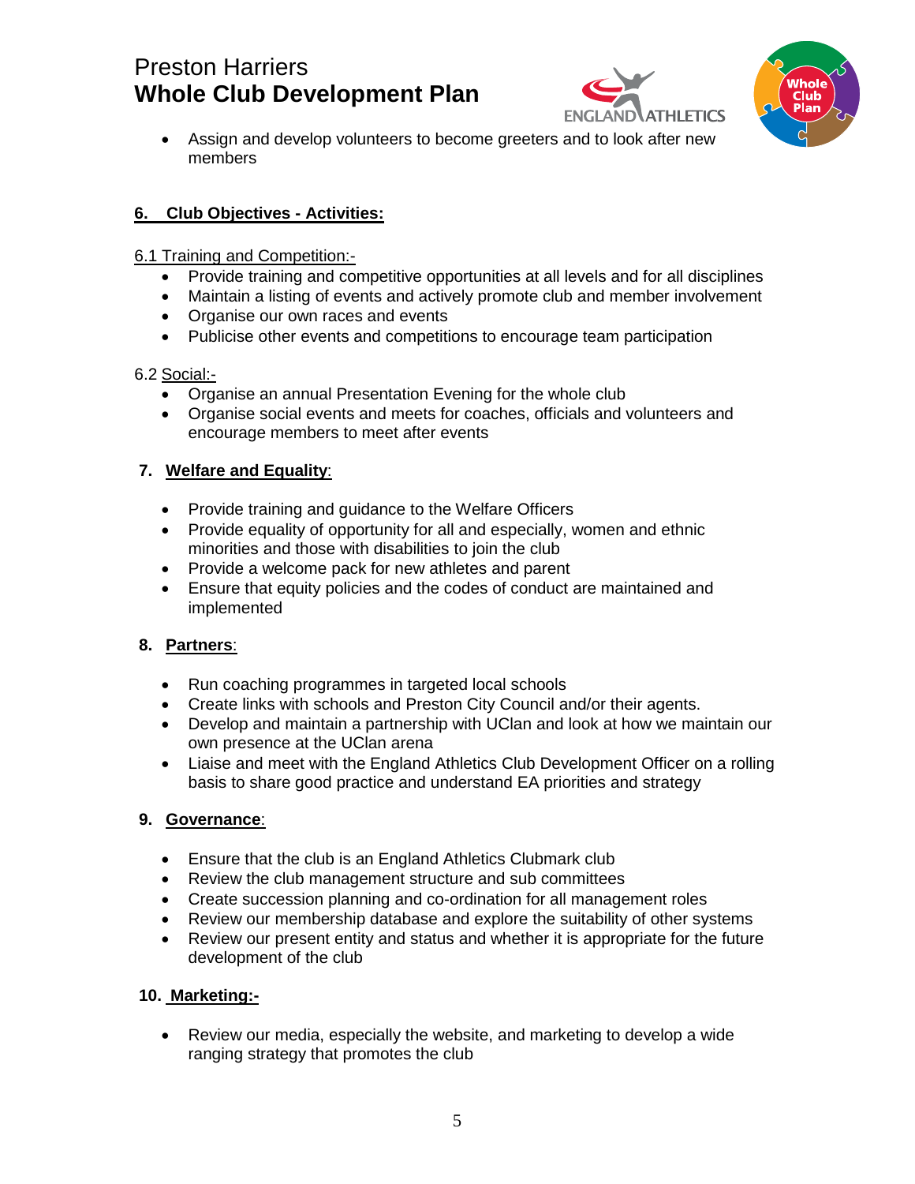- Assign and develop volunteers to become greeters and to look after new members

## 6. Club Objectives - Activities:

### 6.1 Training and Competition:-

- Provide training and competitive opportunities at all levels and for all disciplines
- Maintain a listing of events and actively promote club and member involvement
- Organise our own races and events
- Publicise other events and competitions to encourage team participation

### 6.2 Social:-

- Organise an annual Presentation Evening for the whole club
- Organise social events and meets for coaches, officials and volunteers and encourage members to meet after events

## 7. Welfare and Equality:

- Provide training and guidance to the Welfare Officers
- Provide equality of opportunity for all and especially, women and ethnic minorities and those with disabilities to join the club
- Provide a welcome pack for new athletes and parent
- Ensure that equity policies and the codes of conduct are maintained and implemented

## 8. Partners:

- Run coaching programmes in targeted local schools
- Create links with schools and Preston City Council and/or their agents.
- Develop and maintain a partnership with UClan and look at how we maintain our own presence at the UClan arena
- Liaise and meet with the England Athletics Club Development Officer on a rolling basis to share good practice and understand EA priorities and strategy

## 9. Governance:

- Ensure that the club is an England Athletics Clubmark club
- Review the club management structure and sub committees
- Create succession planning and co-ordination for all management roles
- Review our membership database and explore the suitability of other systems
- Review our present entity and status and whether it is appropriate for the future development of the club

## 10. Marketing:-

- Review our media, especially the website, and marketing to develop a wide ranging strategy that promotes the club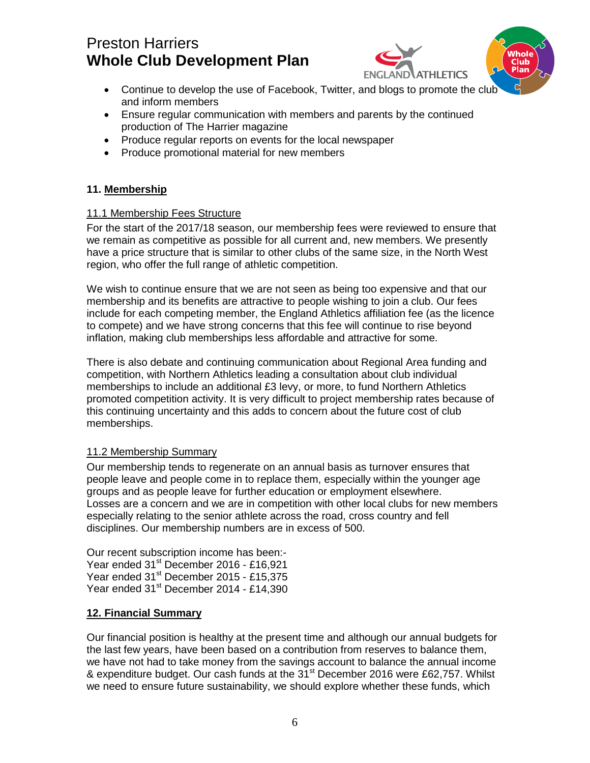- Continue to develop the use of Facebook, Twitter, and blogs to promote the club and inform members
- Ensure regular communication with members and parents by the continued production of The Harrier magazine
- Produce regular reports on events for the local newspaper
- Produce promotional material for new members

### 11. Membership

#### 11.1 Membership Fees Structure

For the start of the 2017/18 season, our membership fees were reviewed to ensure that we remain as competitive as possible for all current and, new members. We presently have a price structure that is similar to other clubs of the same size, in the North West region, who offer the full range of athletic competition.

We wish to continue ensure that we are not seen as being too expensive and that our membership and its benefits are attractive to people wishing to join a club. Our fees include for each competing member, the England Athletics affiliation fee (as the licence to compete) and we have strong concerns that this fee will continue to rise beyond inflation, making club memberships less affordable and attractive for some.

There is also debate and continuing communication about Regional Area funding and competition, with Northern Athletics leading a consultation about club individual memberships to include an additional £3 levy, or more, to fund Northern Athletics promoted competition activity. It is very difficult to project membership rates because of this continuing uncertainty and this adds to concern about the future cost of club memberships.

#### 11.2 Membership Summary

Our membership tends to regenerate on an annual basis as turnover ensures that people leave and people come in to replace them, especially within the younger age groups and as people leave for further education or employment elsewhere.
Losses are a concern and we are in competition with other local clubs for new members especially relating to the senior athlete across the road, cross country and fell disciplines. Our membership numbers are in excess of 500.

Our recent subscription income has been:-
Year ended 31st December 2016 - £16,921
Year ended 31st December 2015 - £15,375
Year ended 31st December 2014 - £14,390

### 12. Financial Summary

Our financial position is healthy at the present time and although our annual budgets for the last few years, have been based on a contribution from reserves to balance them, we have not had to take money from the savings account to balance the annual income & expenditure budget. Our cash funds at the 31st December 2016 were £62,757. Whilst we need to ensure future sustainability, we should explore whether these funds, which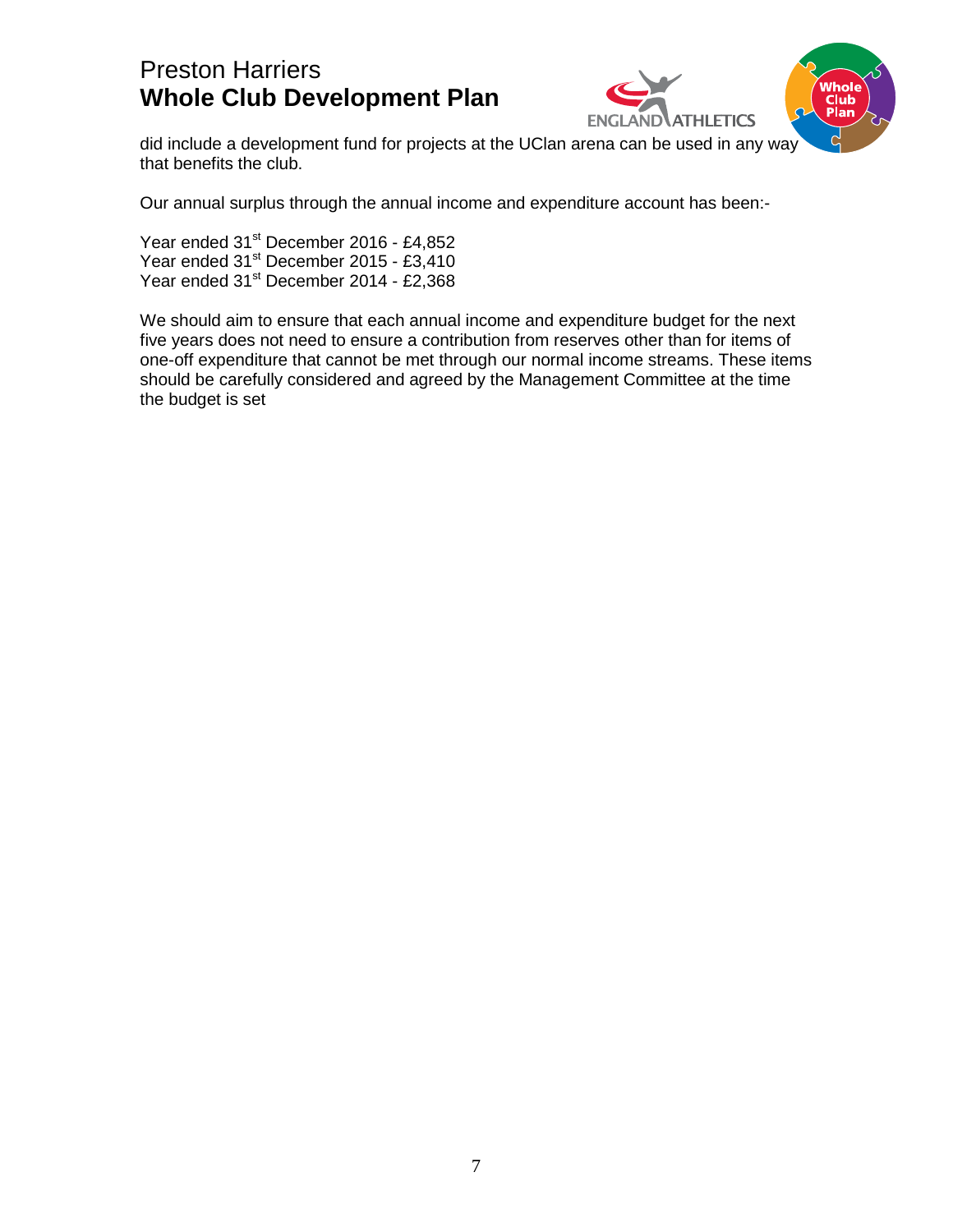did include a development fund for projects at the UClan arena can be used in any way that benefits the club.

Our annual surplus through the annual income and expenditure account has been:-

Year ended 31st December 2016 - £4,852
Year ended 31st December 2015 - £3,410
Year ended 31st December 2014 - £2,368

We should aim to ensure that each annual income and expenditure budget for the next five years does not need to ensure a contribution from reserves other than for items of one-off expenditure that cannot be met through our normal income streams. These items should be carefully considered and agreed by the Management Committee at the time the budget is set